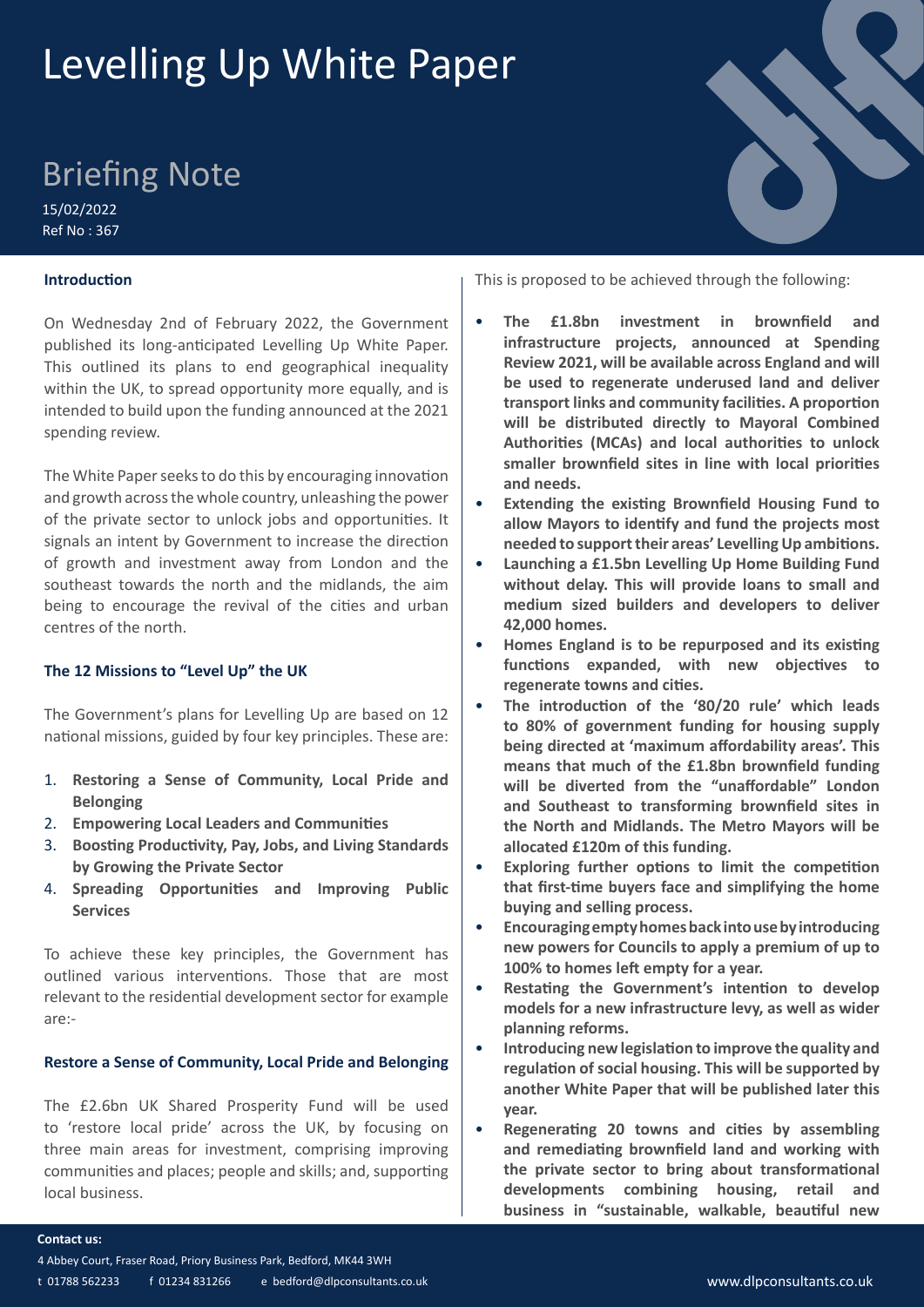# Levelling Up White Paper

## Briefing Note

15/02/2022
Ref No : 367

### Introduction

On Wednesday 2nd of February 2022, the Government published its long-anticipated Levelling Up White Paper. This outlined its plans to end geographical inequality within the UK, to spread opportunity more equally, and is intended to build upon the funding announced at the 2021 spending review.

The White Paper seeks to do this by encouraging innovation and growth across the whole country, unleashing the power of the private sector to unlock jobs and opportunities. It signals an intent by Government to increase the direction of growth and investment away from London and the southeast towards the north and the midlands, the aim being to encourage the revival of the cities and urban centres of the north.

### The 12 Missions to "Level Up" the UK

The Government's plans for Levelling Up are based on 12 national missions, guided by four key principles. These are:

1. **Restoring a Sense of Community, Local Pride and Belonging**
2. **Empowering Local Leaders and Communities**
3. **Boosting Productivity, Pay, Jobs, and Living Standards by Growing the Private Sector**
4. **Spreading Opportunities and Improving Public Services**

To achieve these key principles, the Government has outlined various interventions. Those that are most relevant to the residential development sector for example are:-

### Restore a Sense of Community, Local Pride and Belonging

The £2.6bn UK Shared Prosperity Fund will be used to 'restore local pride' across the UK, by focusing on three main areas for investment, comprising improving communities and places; people and skills; and, supporting local business.

This is proposed to be achieved through the following:

- **The £1.8bn investment in brownfield and infrastructure projects, announced at Spending Review 2021, will be available across England and will be used to regenerate underused land and deliver transport links and community facilities. A proportion will be distributed directly to Mayoral Combined Authorities (MCAs) and local authorities to unlock smaller brownfield sites in line with local priorities and needs.**
- **Extending the existing Brownfield Housing Fund to allow Mayors to identify and fund the projects most needed to support their areas' Levelling Up ambitions.**
- **Launching a £1.5bn Levelling Up Home Building Fund without delay. This will provide loans to small and medium sized builders and developers to deliver 42,000 homes.**
- **Homes England is to be repurposed and its existing functions expanded, with new objectives to regenerate towns and cities.**
- **The introduction of the '80/20 rule' which leads to 80% of government funding for housing supply being directed at 'maximum affordability areas'. This means that much of the £1.8bn brownfield funding will be diverted from the "unaffordable" London and Southeast to transforming brownfield sites in the North and Midlands. The Metro Mayors will be allocated £120m of this funding.**
- **Exploring further options to limit the competition that first-time buyers face and simplifying the home buying and selling process.**
- **Encouraging empty homes back into use by introducing new powers for Councils to apply a premium of up to 100% to homes left empty for a year.**
- **Restating the Government's intention to develop models for a new infrastructure levy, as well as wider planning reforms.**
- **Introducing new legislation to improve the quality and regulation of social housing. This will be supported by another White Paper that will be published later this year.**
- **Regenerating 20 towns and cities by assembling and remediating brownfield land and working with the private sector to bring about transformational developments combining housing, retail and business in "sustainable, walkable, beautiful new**

**Contact us:**

4 Abbey Court, Fraser Road, Priory Business Park, Bedford, MK44 3WH
t 01788 562233 f 01234 831266 e bedford@dlpconsultants.co.uk

www.dlpconsultants.co.uk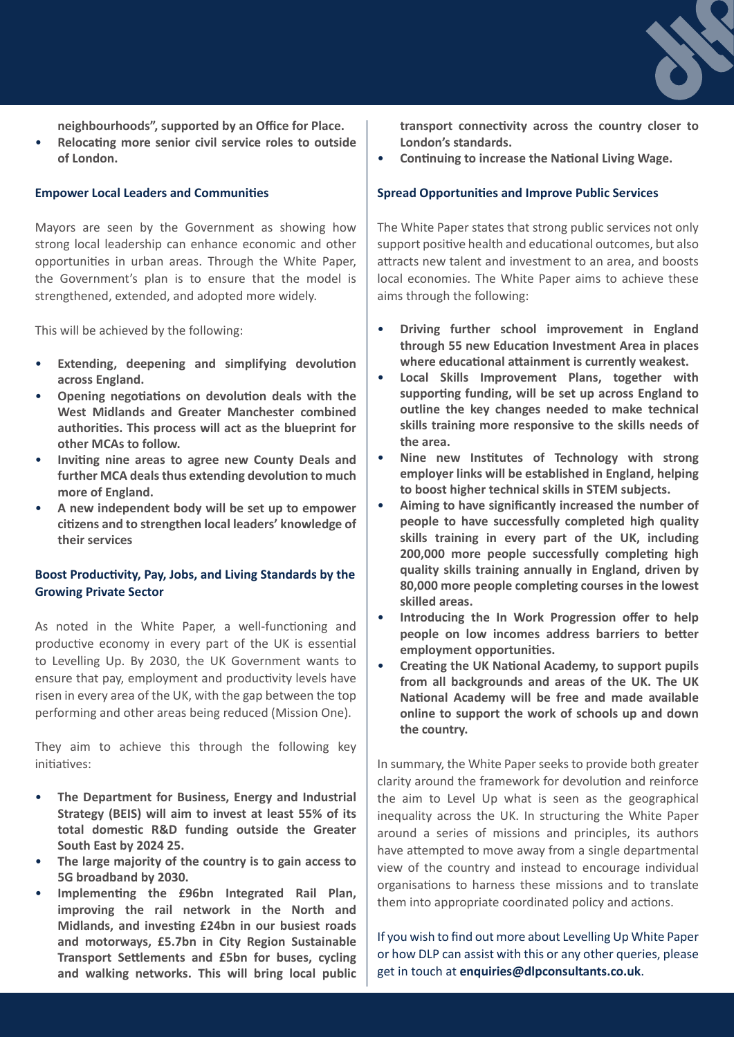neighbourhoods", supported by an Office for Place.**
- **Relocating more senior civil service roles to outside of London.**

### Empower Local Leaders and Communities

Mayors are seen by the Government as showing how strong local leadership can enhance economic and other opportunities in urban areas. Through the White Paper, the Government's plan is to ensure that the model is strengthened, extended, and adopted more widely.

This will be achieved by the following:

- **Extending, deepening and simplifying devolution across England.**
- **Opening negotiations on devolution deals with the West Midlands and Greater Manchester combined authorities. This process will act as the blueprint for other MCAs to follow.**
- **Inviting nine areas to agree new County Deals and further MCA deals thus extending devolution to much more of England.**
- **A new independent body will be set up to empower citizens and to strengthen local leaders' knowledge of their services**

### Boost Productivity, Pay, Jobs, and Living Standards by the Growing Private Sector

As noted in the White Paper, a well-functioning and productive economy in every part of the UK is essential to Levelling Up. By 2030, the UK Government wants to ensure that pay, employment and productivity levels have risen in every area of the UK, with the gap between the top performing and other areas being reduced (Mission One).

They aim to achieve this through the following key initiatives:

- **The Department for Business, Energy and Industrial Strategy (BEIS) will aim to invest at least 55% of its total domestic R&D funding outside the Greater South East by 2024 25.**
- **The large majority of the country is to gain access to 5G broadband by 2030.**
- **Implementing the £96bn Integrated Rail Plan, improving the rail network in the North and Midlands, and investing £24bn in our busiest roads and motorways, £5.7bn in City Region Sustainable Transport Settlements and £5bn for buses, cycling and walking networks. This will bring local public transport connectivity across the country closer to London's standards.**
- **Continuing to increase the National Living Wage.**

### Spread Opportunities and Improve Public Services

The White Paper states that strong public services not only support positive health and educational outcomes, but also attracts new talent and investment to an area, and boosts local economies. The White Paper aims to achieve these aims through the following:

- **Driving further school improvement in England through 55 new Education Investment Area in places where educational attainment is currently weakest.**
- **Local Skills Improvement Plans, together with supporting funding, will be set up across England to outline the key changes needed to make technical skills training more responsive to the skills needs of the area.**
- **Nine new Institutes of Technology with strong employer links will be established in England, helping to boost higher technical skills in STEM subjects.**
- **Aiming to have significantly increased the number of people to have successfully completed high quality skills training in every part of the UK, including 200,000 more people successfully completing high quality skills training annually in England, driven by 80,000 more people completing courses in the lowest skilled areas.**
- **Introducing the In Work Progression offer to help people on low incomes address barriers to better employment opportunities.**
- **Creating the UK National Academy, to support pupils from all backgrounds and areas of the UK. The UK National Academy will be free and made available online to support the work of schools up and down the country.**

In summary, the White Paper seeks to provide both greater clarity around the framework for devolution and reinforce the aim to Level Up what is seen as the geographical inequality across the UK. In structuring the White Paper around a series of missions and principles, its authors have attempted to move away from a single departmental view of the country and instead to encourage individual organisations to harness these missions and to translate them into appropriate coordinated policy and actions.

If you wish to find out more about Levelling Up White Paper or how DLP can assist with this or any other queries, please get in touch at **enquiries@dlpconsultants.co.uk**.